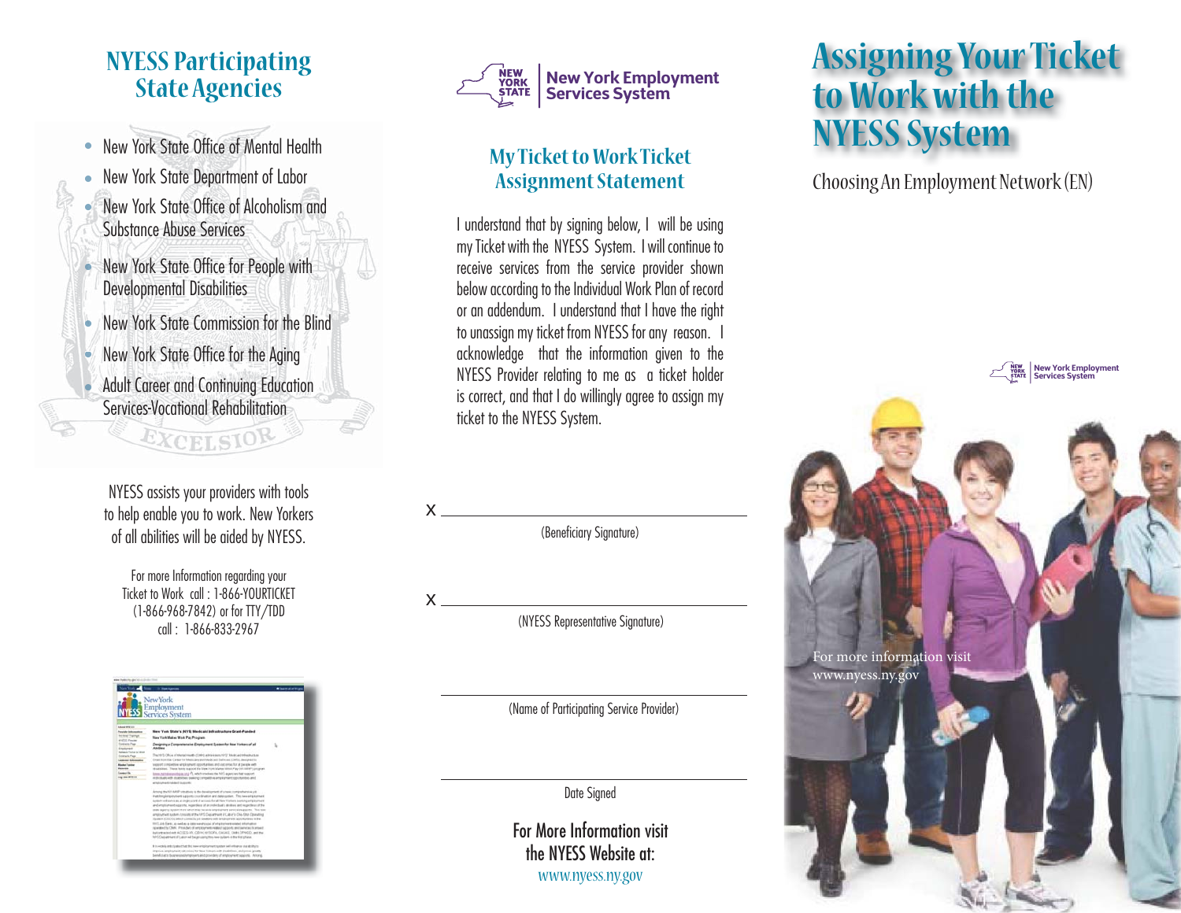# NYESS Participating State Agencies

- New York State Office of Mental Health
- New York State Department of Labor
- New York State Office of Alcoholism and Substance Abuse Services
- New York State Office for People with Developmental Disabilities
- New York State Commission for the Blind
- New York State Office for the Aging
- Adult Career and Continuing Education Services-Vocational Rehabilitation

NYESS assists your providers with tools to help enable you to work. New Yorkers of all abilities will be aided by NYESS.

For more Information regarding your Ticket to Work call : 1-866-YOURTICKET (1-866-968-7842) or for TTY/TDD call : 1-866-833-2967

New York Employment Services System

## My Ticket to Work Ticket Assignment Statement

I understand that by signing below, I will be using my Ticket with the NYESS System. I will continue to receive services from the service provider shown below according to the Individual Work Plan of record or an addendum. I understand that I have the right to unassign my ticket from NYESS for any reason. I acknowledge that the information given to the NYESS Provider relating to me as a ticket holder is correct, and that I do willingly agree to assign my ticket to the NYESS System.

X ______________________________

(Beneficiary Signature)

X ______________________________

(NYESS Representative Signature)

______________________________

(Name of Participating Service Provider)

______________________________

Date Signed

For More Information visit the NYESS Website at: www.nyess.ny.gov

# Assigning Your Ticket to Work with the NYESS System

Choosing An Employment Network (EN)

New York Employment Services System

For more information visit www.nyess.ny.gov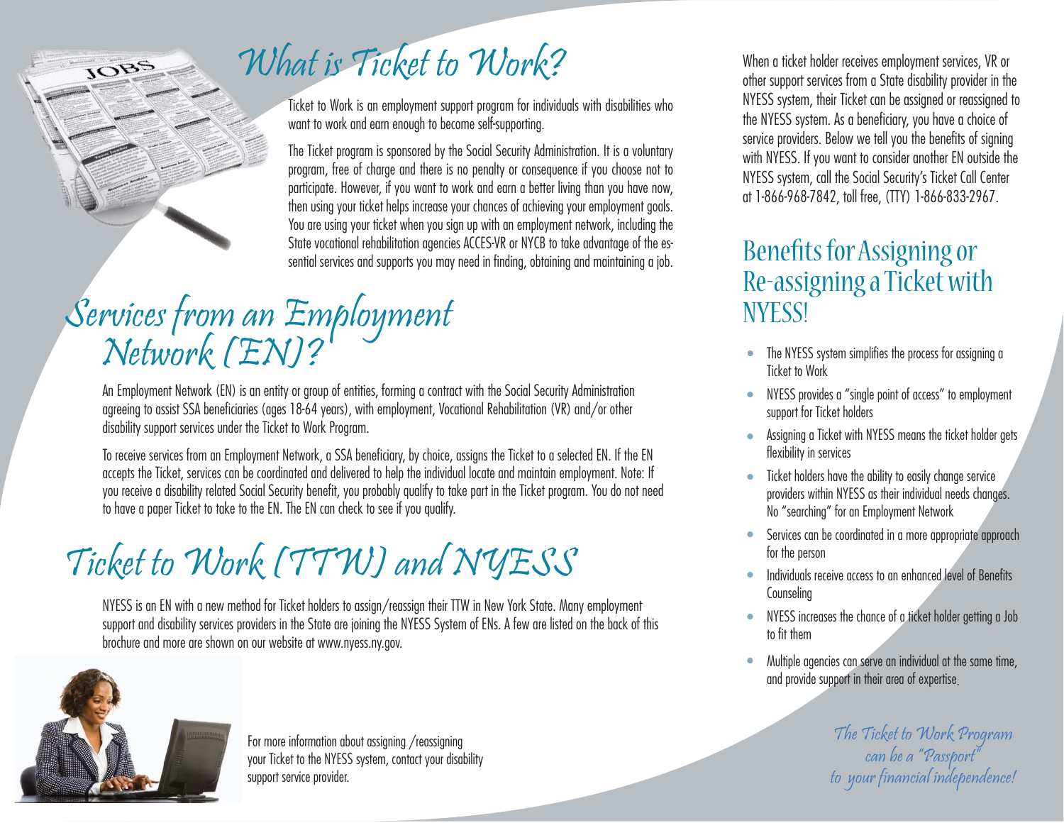# What is Ticket to Work?

Ticket to Work is an employment support program for individuals with disabilities who want to work and earn enough to become self-supporting.

The Ticket program is sponsored by the Social Security Administration. It is a voluntary program, free of charge and there is no penalty or consequence if you choose not to participate. However, if you want to work and earn a better living than you have now, then using your ticket helps increase your chances of achieving your employment goals. You are using your ticket when you sign up with an employment network, including the State vocational rehabilitation agencies ACCES-VR or NYCB to take advantage of the essential services and supports you may need in finding, obtaining and maintaining a job.

# Services from an Employment Network (EN)?

An Employment Network (EN) is an entity or group of entities, forming a contract with the Social Security Administration agreeing to assist SSA beneficiaries (ages 18-64 years), with employment, Vocational Rehabilitation (VR) and/or other disability support services under the Ticket to Work Program.

To receive services from an Employment Network, a SSA beneficiary, by choice, assigns the Ticket to a selected EN. If the EN accepts the Ticket, services can be coordinated and delivered to help the individual locate and maintain employment. Note: If you receive a disability related Social Security benefit, you probably qualify to take part in the Ticket program. You do not need to have a paper Ticket to take to the EN. The EN can check to see if you qualify.

# Ticket to Work (TTW) and NYESS

NYESS is an EN with a new method for Ticket holders to assign/reassign their TTW in New York State. Many employment support and disability services providers in the State are joining the NYESS System of ENs. A few are listed on the back of this brochure and more are shown on our website at www.nyess.ny.gov.

For more information about assigning /reassigning your Ticket to the NYESS system, contact your disability support service provider.

When a ticket holder receives employment services, VR or other support services from a State disability provider in the NYESS system, their Ticket can be assigned or reassigned to the NYESS system. As a beneficiary, you have a choice of service providers. Below we tell you the benefits of signing with NYESS. If you want to consider another EN outside the NYESS system, call the Social Security's Ticket Call Center at 1-866-968-7842, toll free, (TTY) 1-866-833-2967.

## Benefits for Assigning or Re-assigning a Ticket with NYESS!

- The NYESS system simplifies the process for assigning a Ticket to Work
- NYESS provides a "single point of access" to employment support for Ticket holders
- Assigning a Ticket with NYESS means the ticket holder gets flexibility in services
- Ticket holders have the ability to easily change service providers within NYESS as their individual needs changes. No "searching" for an Employment Network
- Services can be coordinated in a more appropriate approach for the person
- Individuals receive access to an enhanced level of Benefits Counseling
- NYESS increases the chance of a ticket holder getting a Job to fit them
- Multiple agencies can serve an individual at the same time, and provide support in their area of expertise.

*The Ticket to Work Program can be a "Passport" to your financial independence!*